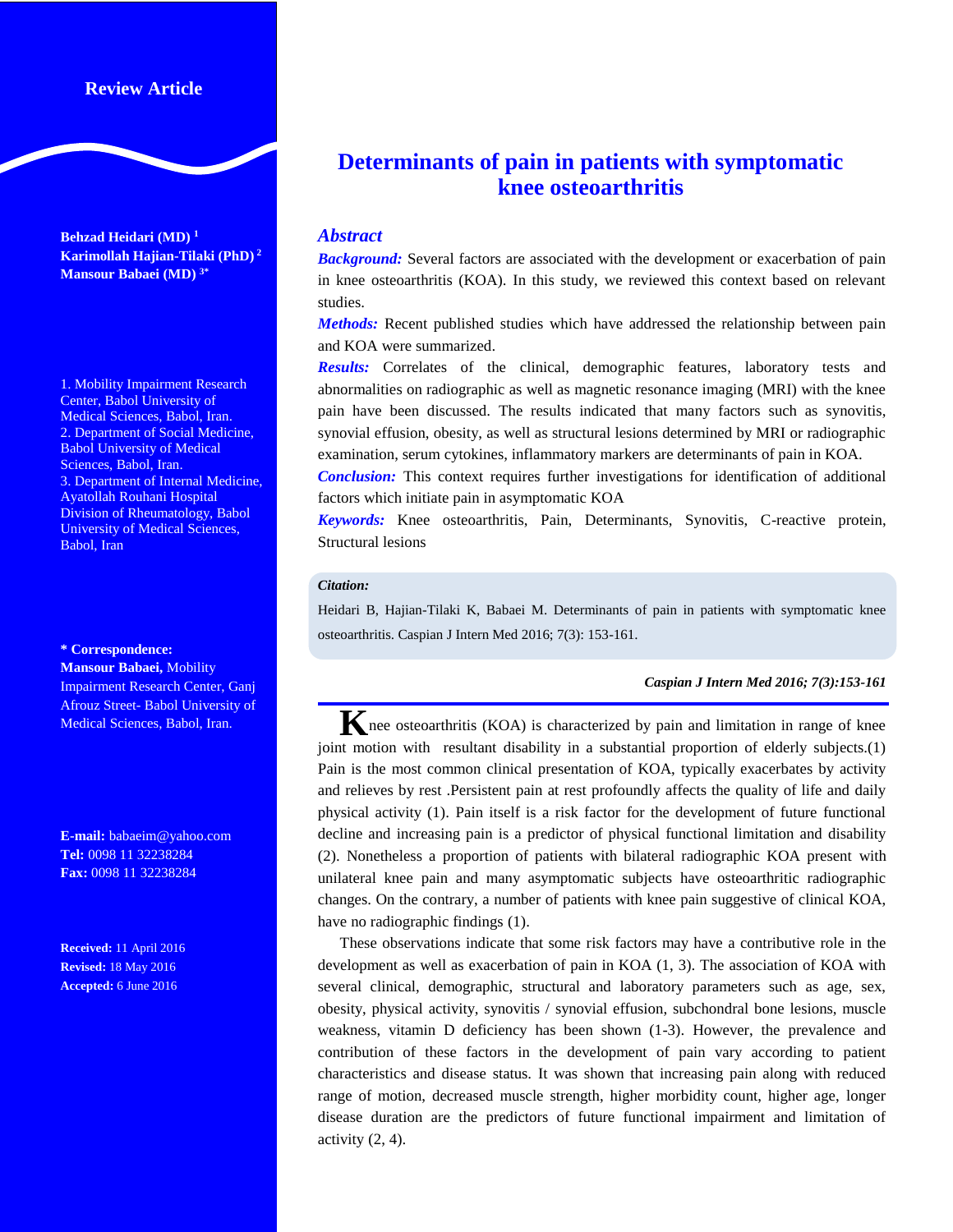Review Article

# Determinants of pain in patients with symptomatic knee osteoarthritis

**Behzad Heidari (MD)** [1]
**Karimollah Hajian-Tilaki (PhD)** [2]
**Mansour Babaei (MD)** [3*]

1. Mobility Impairment Research Center, Babol University of Medical Sciences, Babol, Iran.
2. Department of Social Medicine, Babol University of Medical Sciences, Babol, Iran.
3. Department of Internal Medicine, Ayatollah Rouhani Hospital Division of Rheumatology, Babol University of Medical Sciences, Babol, Iran

**\* Correspondence:**
**Mansour Babaei,** Mobility Impairment Research Center, Ganj Afrouz Street- Babol University of Medical Sciences, Babol, Iran.

**E-mail:** babaeim@yahoo.com
**Tel:** 0098 11 32238284
**Fax:** 0098 11 32238284

**Received:** 11 April 2016
**Revised:** 18 May 2016
**Accepted:** 6 June 2016

## *Abstract*

***Background:*** Several factors are associated with the development or exacerbation of pain in knee osteoarthritis (KOA). In this study, we reviewed this context based on relevant studies.

***Methods:*** Recent published studies which have addressed the relationship between pain and KOA were summarized.

***Results:*** Correlates of the clinical, demographic features, laboratory tests and abnormalities on radiographic as well as magnetic resonance imaging (MRI) with the knee pain have been discussed. The results indicated that many factors such as synovitis, synovial effusion, obesity, as well as structural lesions determined by MRI or radiographic examination, serum cytokines, inflammatory markers are determinants of pain in KOA.

***Conclusion:*** This context requires further investigations for identification of additional factors which initiate pain in asymptomatic KOA

***Keywords:*** Knee osteoarthritis, Pain, Determinants, Synovitis, C-reactive protein, Structural lesions

***Citation:***

Heidari B, Hajian-Tilaki K, Babaei M. Determinants of pain in patients with symptomatic knee osteoarthritis. Caspian J Intern Med 2016; 7(3): 153-161.

*Caspian J Intern Med 2016; 7(3):153-161*

Knee osteoarthritis (KOA) is characterized by pain and limitation in range of knee joint motion with resultant disability in a substantial proportion of elderly subjects.(1) Pain is the most common clinical presentation of KOA, typically exacerbates by activity and relieves by rest .Persistent pain at rest profoundly affects the quality of life and daily physical activity (1). Pain itself is a risk factor for the development of future functional decline and increasing pain is a predictor of physical functional limitation and disability (2). Nonetheless a proportion of patients with bilateral radiographic KOA present with unilateral knee pain and many asymptomatic subjects have osteoarthritic radiographic changes. On the contrary, a number of patients with knee pain suggestive of clinical KOA, have no radiographic findings (1).

These observations indicate that some risk factors may have a contributive role in the development as well as exacerbation of pain in KOA (1, 3). The association of KOA with several clinical, demographic, structural and laboratory parameters such as age, sex, obesity, physical activity, synovitis / synovial effusion, subchondral bone lesions, muscle weakness, vitamin D deficiency has been shown (1-3). However, the prevalence and contribution of these factors in the development of pain vary according to patient characteristics and disease status. It was shown that increasing pain along with reduced range of motion, decreased muscle strength, higher morbidity count, higher age, longer disease duration are the predictors of future functional impairment and limitation of activity (2, 4).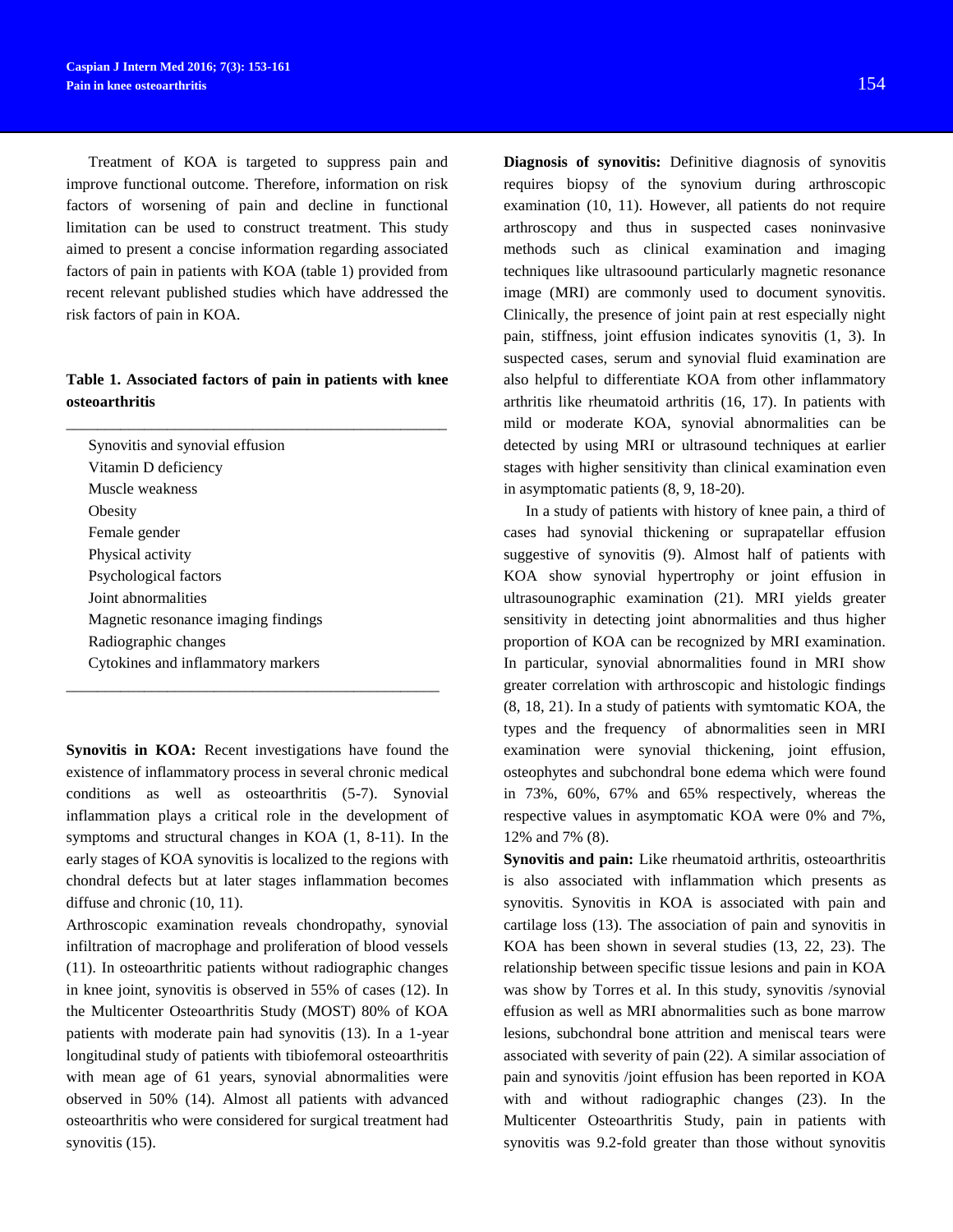Treatment of KOA is targeted to suppress pain and improve functional outcome. Therefore, information on risk factors of worsening of pain and decline in functional limitation can be used to construct treatment. This study aimed to present a concise information regarding associated factors of pain in patients with KOA (table 1) provided from recent relevant published studies which have addressed the risk factors of pain in KOA.

**Table 1. Associated factors of pain in patients with knee osteoarthritis**

| |
|---|
| Synovitis and synovial effusion |
| Vitamin D deficiency |
| Muscle weakness |
| Obesity |
| Female gender |
| Physical activity |
| Psychological factors |
| Joint abnormalities |
| Magnetic resonance imaging findings |
| Radiographic changes |
| Cytokines and inflammatory markers |

**Synovitis in KOA:** Recent investigations have found the existence of inflammatory process in several chronic medical conditions as well as osteoarthritis (5-7). Synovial inflammation plays a critical role in the development of symptoms and structural changes in KOA (1, 8-11). In the early stages of KOA synovitis is localized to the regions with chondral defects but at later stages inflammation becomes diffuse and chronic (10, 11).

Arthroscopic examination reveals chondropathy, synovial infiltration of macrophage and proliferation of blood vessels (11). In osteoarthritic patients without radiographic changes in knee joint, synovitis is observed in 55% of cases (12). In the Multicenter Osteoarthritis Study (MOST) 80% of KOA patients with moderate pain had synovitis (13). In a 1-year longitudinal study of patients with tibiofemoral osteoarthritis with mean age of 61 years, synovial abnormalities were observed in 50% (14). Almost all patients with advanced osteoarthritis who were considered for surgical treatment had synovitis (15).

**Diagnosis of synovitis:** Definitive diagnosis of synovitis requires biopsy of the synovium during arthroscopic examination (10, 11). However, all patients do not require arthroscopy and thus in suspected cases noninvasive methods such as clinical examination and imaging techniques like ultrasoound particularly magnetic resonance image (MRI) are commonly used to document synovitis. Clinically, the presence of joint pain at rest especially night pain, stiffness, joint effusion indicates synovitis (1, 3). In suspected cases, serum and synovial fluid examination are also helpful to differentiate KOA from other inflammatory arthritis like rheumatoid arthritis (16, 17). In patients with mild or moderate KOA, synovial abnormalities can be detected by using MRI or ultrasound techniques at earlier stages with higher sensitivity than clinical examination even in asymptomatic patients (8, 9, 18-20).

In a study of patients with history of knee pain, a third of cases had synovial thickening or suprapatellar effusion suggestive of synovitis (9). Almost half of patients with KOA show synovial hypertrophy or joint effusion in ultrasounographic examination (21). MRI yields greater sensitivity in detecting joint abnormalities and thus higher proportion of KOA can be recognized by MRI examination. In particular, synovial abnormalities found in MRI show greater correlation with arthroscopic and histologic findings (8, 18, 21). In a study of patients with symtomatic KOA, the types and the frequency of abnormalities seen in MRI examination were synovial thickening, joint effusion, osteophytes and subchondral bone edema which were found in 73%, 60%, 67% and 65% respectively, whereas the respective values in asymptomatic KOA were 0% and 7%, 12% and 7% (8).

**Synovitis and pain:** Like rheumatoid arthritis, osteoarthritis is also associated with inflammation which presents as synovitis. Synovitis in KOA is associated with pain and cartilage loss (13). The association of pain and synovitis in KOA has been shown in several studies (13, 22, 23). The relationship between specific tissue lesions and pain in KOA was show by Torres et al. In this study, synovitis /synovial effusion as well as MRI abnormalities such as bone marrow lesions, subchondral bone attrition and meniscal tears were associated with severity of pain (22). A similar association of pain and synovitis /joint effusion has been reported in KOA with and without radiographic changes (23). In the Multicenter Osteoarthritis Study, pain in patients with synovitis was 9.2-fold greater than those without synovitis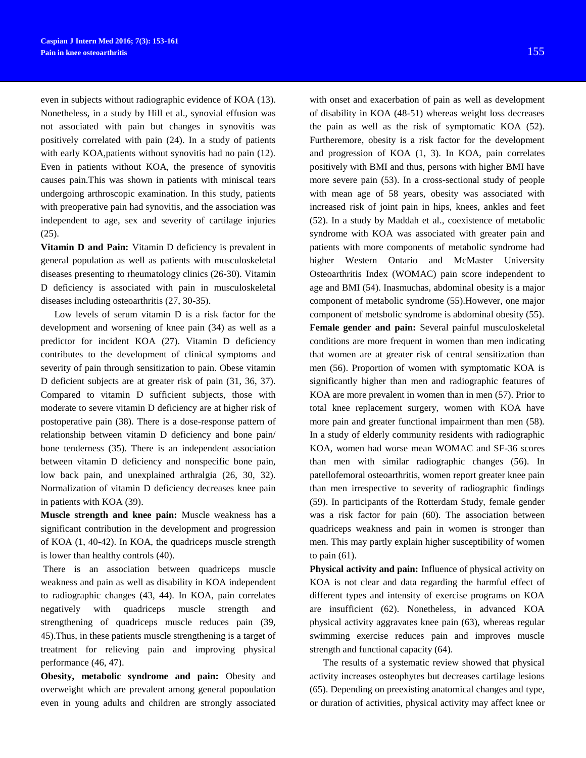even in subjects without radiographic evidence of KOA (13). Nonetheless, in a study by Hill et al., synovial effusion was not associated with pain but changes in synovitis was positively correlated with pain (24). In a study of patients with early KOA,patients without synovitis had no pain (12). Even in patients without KOA, the presence of synovitis causes pain.This was shown in patients with miniscal tears undergoing arthroscopic examination. In this study, patients with preoperative pain had synovitis, and the association was independent to age, sex and severity of cartilage injuries (25).

**Vitamin D and Pain:** Vitamin D deficiency is prevalent in general population as well as patients with musculoskeletal diseases presenting to rheumatology clinics (26-30). Vitamin D deficiency is associated with pain in musculoskeletal diseases including osteoarthritis (27, 30-35).

Low levels of serum vitamin D is a risk factor for the development and worsening of knee pain (34) as well as a predictor for incident KOA (27). Vitamin D deficiency contributes to the development of clinical symptoms and severity of pain through sensitization to pain. Obese vitamin D deficient subjects are at greater risk of pain (31, 36, 37). Compared to vitamin D sufficient subjects, those with moderate to severe vitamin D deficiency are at higher risk of postoperative pain (38). There is a dose-response pattern of relationship between vitamin D deficiency and bone pain/ bone tenderness (35). There is an independent association between vitamin D deficiency and nonspecific bone pain, low back pain, and unexplained arthralgia (26, 30, 32). Normalization of vitamin D deficiency decreases knee pain in patients with KOA (39).

**Muscle strength and knee pain:** Muscle weakness has a significant contribution in the development and progression of KOA (1, 40-42). In KOA, the quadriceps muscle strength is lower than healthy controls (40).

There is an association between quadriceps muscle weakness and pain as well as disability in KOA independent to radiographic changes (43, 44). In KOA, pain correlates negatively with quadriceps muscle strength and strengthening of quadriceps muscle reduces pain (39, 45).Thus, in these patients muscle strengthening is a target of treatment for relieving pain and improving physical performance (46, 47).

**Obesity, metabolic syndrome and pain:** Obesity and overweight which are prevalent among general popoulation even in young adults and children are strongly associated with onset and exacerbation of pain as well as development of disability in KOA (48-51) whereas weight loss decreases the pain as well as the risk of symptomatic KOA (52). Furtheremore, obesity is a risk factor for the development and progression of KOA (1, 3). In KOA, pain correlates positively with BMI and thus, persons with higher BMI have more severe pain (53). In a cross-sectional study of people with mean age of 58 years, obesity was associated with increased risk of joint pain in hips, knees, ankles and feet (52). In a study by Maddah et al., coexistence of metabolic syndrome with KOA was associated with greater pain and patients with more components of metabolic syndrome had higher Western Ontario and McMaster University Osteoarthritis Index (WOMAC) pain score independent to age and BMI (54). Inasmuchas, abdominal obesity is a major component of metabolic syndrome (55).However, one major component of metsbolic syndrome is abdominal obesity (55).

**Female gender and pain:** Several painful musculoskeletal conditions are more frequent in women than men indicating that women are at greater risk of central sensitization than men (56). Proportion of women with symptomatic KOA is significantly higher than men and radiographic features of KOA are more prevalent in women than in men (57). Prior to total knee replacement surgery, women with KOA have more pain and greater functional impairment than men (58). In a study of elderly community residents with radiographic KOA, women had worse mean WOMAC and SF-36 scores than men with similar radiographic changes (56). In patellofemoral osteoarthritis, women report greater knee pain than men irrespective to severity of radiographic findings (59). In participants of the Rotterdam Study, female gender was a risk factor for pain (60). The association between quadriceps weakness and pain in women is stronger than men. This may partly explain higher susceptibility of women to pain (61).

**Physical activity and pain:** Influence of physical activity on KOA is not clear and data regarding the harmful effect of different types and intensity of exercise programs on KOA are insufficient (62). Nonetheless, in advanced KOA physical activity aggravates knee pain (63), whereas regular swimming exercise reduces pain and improves muscle strength and functional capacity (64).

The results of a systematic review showed that physical activity increases osteophytes but decreases cartilage lesions (65). Depending on preexisting anatomical changes and type, or duration of activities, physical activity may affect knee or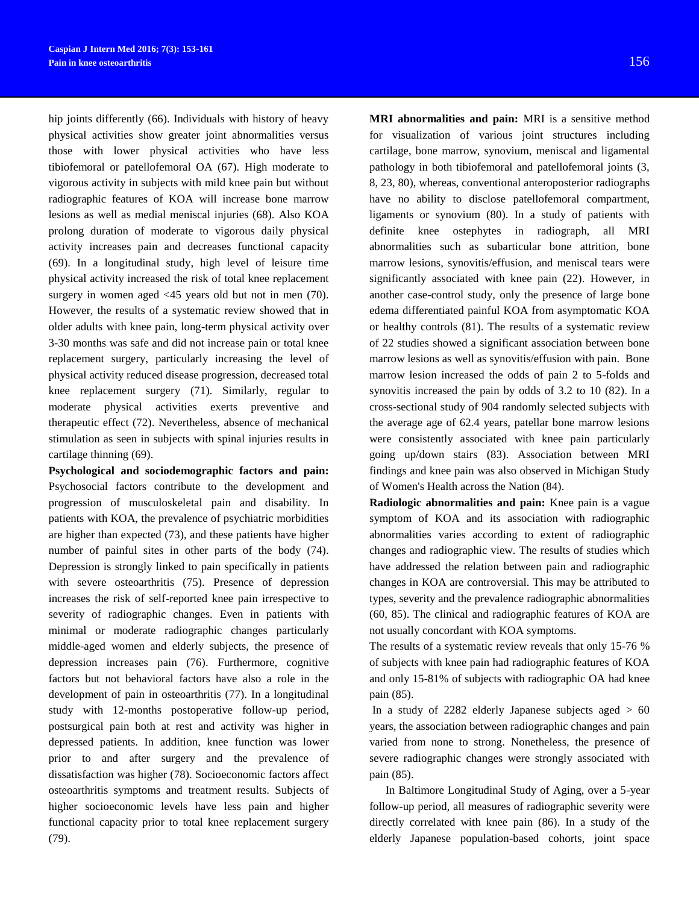hip joints differently (66). Individuals with history of heavy physical activities show greater joint abnormalities versus those with lower physical activities who have less tibiofemoral or patellofemoral OA (67). High moderate to vigorous activity in subjects with mild knee pain but without radiographic features of KOA will increase bone marrow lesions as well as medial meniscal injuries (68). Also KOA prolong duration of moderate to vigorous daily physical activity increases pain and decreases functional capacity (69). In a longitudinal study, high level of leisure time physical activity increased the risk of total knee replacement surgery in women aged <45 years old but not in men (70). However, the results of a systematic review showed that in older adults with knee pain, long-term physical activity over 3-30 months was safe and did not increase pain or total knee replacement surgery, particularly increasing the level of physical activity reduced disease progression, decreased total knee replacement surgery (71). Similarly, regular to moderate physical activities exerts preventive and therapeutic effect (72). Nevertheless, absence of mechanical stimulation as seen in subjects with spinal injuries results in cartilage thinning (69).

**Psychological and sociodemographic factors and pain:** Psychosocial factors contribute to the development and progression of musculoskeletal pain and disability. In patients with KOA, the prevalence of psychiatric morbidities are higher than expected (73), and these patients have higher number of painful sites in other parts of the body (74). Depression is strongly linked to pain specifically in patients with severe osteoarthritis (75). Presence of depression increases the risk of self-reported knee pain irrespective to severity of radiographic changes. Even in patients with minimal or moderate radiographic changes particularly middle-aged women and elderly subjects, the presence of depression increases pain (76). Furthermore, cognitive factors but not behavioral factors have also a role in the development of pain in osteoarthritis (77). In a longitudinal study with 12-months postoperative follow-up period, postsurgical pain both at rest and activity was higher in depressed patients. In addition, knee function was lower prior to and after surgery and the prevalence of dissatisfaction was higher (78). Socioeconomic factors affect osteoarthritis symptoms and treatment results. Subjects of higher socioeconomic levels have less pain and higher functional capacity prior to total knee replacement surgery (79).

**MRI abnormalities and pain:** MRI is a sensitive method for visualization of various joint structures including cartilage, bone marrow, synovium, meniscal and ligamental pathology in both tibiofemoral and patellofemoral joints (3, 8, 23, 80), whereas, conventional anteroposterior radiographs have no ability to disclose patellofemoral compartment, ligaments or synovium (80). In a study of patients with definite knee ostephytes in radiograph, all MRI abnormalities such as subarticular bone attrition, bone marrow lesions, synovitis/effusion, and meniscal tears were significantly associated with knee pain (22). However, in another case-control study, only the presence of large bone edema differentiated painful KOA from asymptomatic KOA or healthy controls (81). The results of a systematic review of 22 studies showed a significant association between bone marrow lesions as well as synovitis/effusion with pain. Bone marrow lesion increased the odds of pain 2 to 5-folds and synovitis increased the pain by odds of 3.2 to 10 (82). In a cross-sectional study of 904 randomly selected subjects with the average age of 62.4 years, patellar bone marrow lesions were consistently associated with knee pain particularly going up/down stairs (83). Association between MRI findings and knee pain was also observed in Michigan Study of Women's Health across the Nation (84).

**Radiologic abnormalities and pain:** Knee pain is a vague symptom of KOA and its association with radiographic abnormalities varies according to extent of radiographic changes and radiographic view. The results of studies which have addressed the relation between pain and radiographic changes in KOA are controversial. This may be attributed to types, severity and the prevalence radiographic abnormalities (60, 85). The clinical and radiographic features of KOA are not usually concordant with KOA symptoms.

The results of a systematic review reveals that only 15-76 % of subjects with knee pain had radiographic features of KOA and only 15-81% of subjects with radiographic OA had knee pain (85).

In a study of 2282 elderly Japanese subjects aged > 60 years, the association between radiographic changes and pain varied from none to strong. Nonetheless, the presence of severe radiographic changes were strongly associated with pain (85).

In Baltimore Longitudinal Study of Aging, over a 5-year follow-up period, all measures of radiographic severity were directly correlated with knee pain (86). In a study of the elderly Japanese population-based cohorts, joint space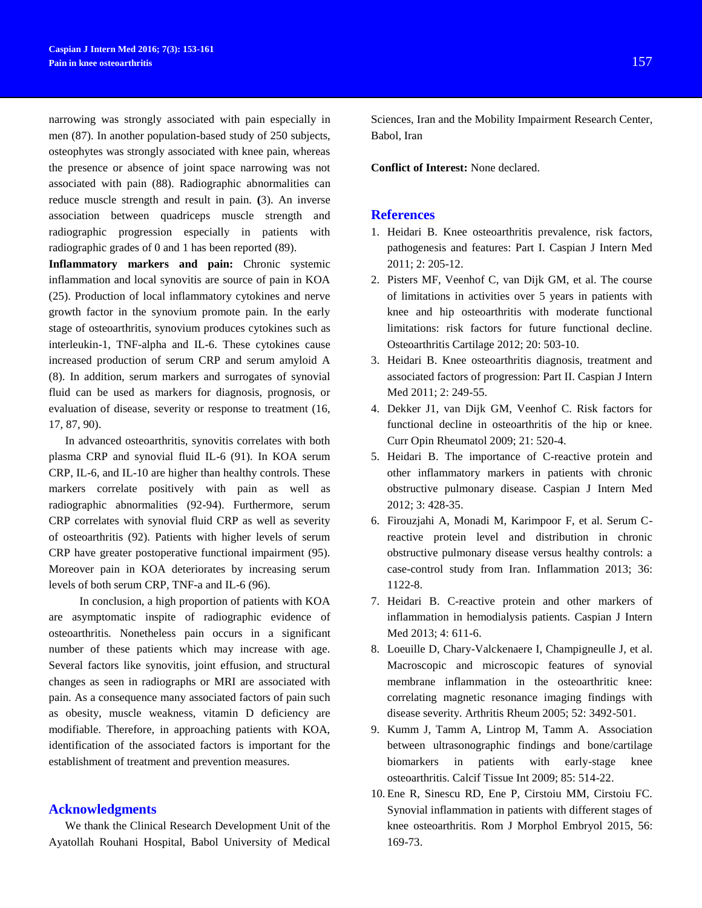narrowing was strongly associated with pain especially in men (87). In another population-based study of 250 subjects, osteophytes was strongly associated with knee pain, whereas the presence or absence of joint space narrowing was not associated with pain (88). Radiographic abnormalities can reduce muscle strength and result in pain. **(**3). An inverse association between quadriceps muscle strength and radiographic progression especially in patients with radiographic grades of 0 and 1 has been reported (89).

**Inflammatory markers and pain:** Chronic systemic inflammation and local synovitis are source of pain in KOA (25). Production of local inflammatory cytokines and nerve growth factor in the synovium promote pain. In the early stage of osteoarthritis, synovium produces cytokines such as interleukin-1, TNF-alpha and IL-6. These cytokines cause increased production of serum CRP and serum amyloid A (8). In addition, serum markers and surrogates of synovial fluid can be used as markers for diagnosis, prognosis, or evaluation of disease, severity or response to treatment (16, 17, 87, 90).

In advanced osteoarthritis, synovitis correlates with both plasma CRP and synovial fluid IL-6 (91). In KOA serum CRP, IL-6, and IL-10 are higher than healthy controls. These markers correlate positively with pain as well as radiographic abnormalities (92-94). Furthermore, serum CRP correlates with synovial fluid CRP as well as severity of osteoarthritis (92). Patients with higher levels of serum CRP have greater postoperative functional impairment (95). Moreover pain in KOA deteriorates by increasing serum levels of both serum CRP, TNF-a and IL-6 (96).

In conclusion, a high proportion of patients with KOA are asymptomatic inspite of radiographic evidence of osteoarthritis. Nonetheless pain occurs in a significant number of these patients which may increase with age. Several factors like synovitis, joint effusion, and structural changes as seen in radiographs or MRI are associated with pain. As a consequence many associated factors of pain such as obesity, muscle weakness, vitamin D deficiency are modifiable. Therefore, in approaching patients with KOA, identification of the associated factors is important for the establishment of treatment and prevention measures.

## Acknowledgments

We thank the Clinical Research Development Unit of the Ayatollah Rouhani Hospital, Babol University of Medical Sciences, Iran and the Mobility Impairment Research Center, Babol, Iran

**Conflict of Interest:** None declared.

## References

1. Heidari B. Knee osteoarthritis prevalence, risk factors, pathogenesis and features: Part I. Caspian J Intern Med 2011; 2: 205-12.
2. Pisters MF, Veenhof C, van Dijk GM, et al. The course of limitations in activities over 5 years in patients with knee and hip osteoarthritis with moderate functional limitations: risk factors for future functional decline. Osteoarthritis Cartilage 2012; 20: 503-10.
3. Heidari B. Knee osteoarthritis diagnosis, treatment and associated factors of progression: Part II. Caspian J Intern Med 2011; 2: 249-55.
4. Dekker J1, van Dijk GM, Veenhof C. Risk factors for functional decline in osteoarthritis of the hip or knee. Curr Opin Rheumatol 2009; 21: 520-4.
5. Heidari B. The importance of C-reactive protein and other inflammatory markers in patients with chronic obstructive pulmonary disease. Caspian J Intern Med 2012; 3: 428-35.
6. Firouzjahi A, Monadi M, Karimpoor F, et al. Serum C-reactive protein level and distribution in chronic obstructive pulmonary disease versus healthy controls: a case-control study from Iran. Inflammation 2013; 36: 1122-8.
7. Heidari B. C-reactive protein and other markers of inflammation in hemodialysis patients. Caspian J Intern Med 2013; 4: 611-6.
8. Loeuille D, Chary-Valckenaere I, Champigneulle J, et al. Macroscopic and microscopic features of synovial membrane inflammation in the osteoarthritic knee: correlating magnetic resonance imaging findings with disease severity. Arthritis Rheum 2005; 52: 3492-501.
9. Kumm J, Tamm A, Lintrop M, Tamm A. Association between ultrasonographic findings and bone/cartilage biomarkers in patients with early-stage knee osteoarthritis. Calcif Tissue Int 2009; 85: 514-22.
10. Ene R, Sinescu RD, Ene P, Cirstoiu MM, Cirstoiu FC. Synovial inflammation in patients with different stages of knee osteoarthritis. Rom J Morphol Embryol 2015, 56: 169-73.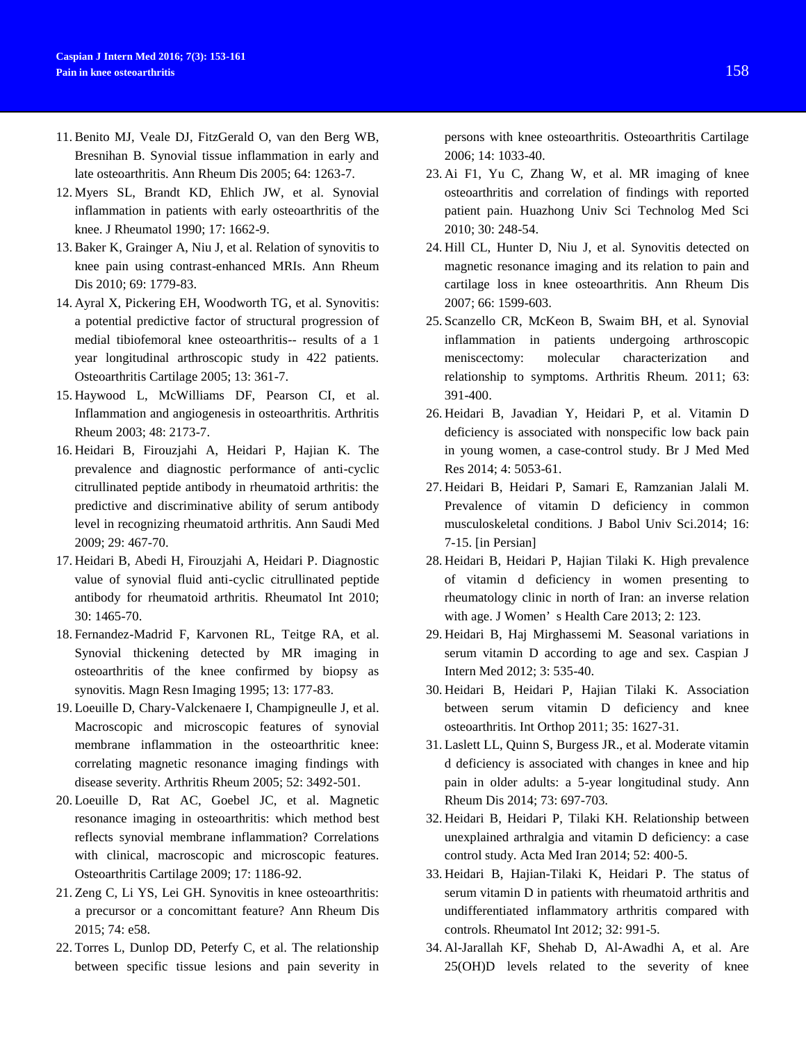11. Benito MJ, Veale DJ, FitzGerald O, van den Berg WB, Bresnihan B. Synovial tissue inflammation in early and late osteoarthritis. Ann Rheum Dis 2005; 64: 1263-7.
12. Myers SL, Brandt KD, Ehlich JW, et al. Synovial inflammation in patients with early osteoarthritis of the knee. J Rheumatol 1990; 17: 1662-9.
13. Baker K, Grainger A, Niu J, et al. Relation of synovitis to knee pain using contrast-enhanced MRIs. Ann Rheum Dis 2010; 69: 1779-83.
14. Ayral X, Pickering EH, Woodworth TG, et al. Synovitis: a potential predictive factor of structural progression of medial tibiofemoral knee osteoarthritis-- results of a 1 year longitudinal arthroscopic study in 422 patients. Osteoarthritis Cartilage 2005; 13: 361-7.
15. Haywood L, McWilliams DF, Pearson CI, et al. Inflammation and angiogenesis in osteoarthritis. Arthritis Rheum 2003; 48: 2173-7.
16. Heidari B, Firouzjahi A, Heidari P, Hajian K. The prevalence and diagnostic performance of anti-cyclic citrullinated peptide antibody in rheumatoid arthritis: the predictive and discriminative ability of serum antibody level in recognizing rheumatoid arthritis. Ann Saudi Med 2009; 29: 467-70.
17. Heidari B, Abedi H, Firouzjahi A, Heidari P. Diagnostic value of synovial fluid anti-cyclic citrullinated peptide antibody for rheumatoid arthritis. Rheumatol Int 2010; 30: 1465-70.
18. Fernandez-Madrid F, Karvonen RL, Teitge RA, et al. Synovial thickening detected by MR imaging in osteoarthritis of the knee confirmed by biopsy as synovitis. Magn Resn Imaging 1995; 13: 177-83.
19. Loeuille D, Chary-Valckenaere I, Champigneulle J, et al. Macroscopic and microscopic features of synovial membrane inflammation in the osteoarthritic knee: correlating magnetic resonance imaging findings with disease severity. Arthritis Rheum 2005; 52: 3492-501.
20. Loeuille D, Rat AC, Goebel JC, et al. Magnetic resonance imaging in osteoarthritis: which method best reflects synovial membrane inflammation? Correlations with clinical, macroscopic and microscopic features. Osteoarthritis Cartilage 2009; 17: 1186-92.
21. Zeng C, Li YS, Lei GH. Synovitis in knee osteoarthritis: a precursor or a concomittant feature? Ann Rheum Dis 2015; 74: e58.
22. Torres L, Dunlop DD, Peterfy C, et al. The relationship between specific tissue lesions and pain severity in persons with knee osteoarthritis. Osteoarthritis Cartilage 2006; 14: 1033-40.
23. Ai F1, Yu C, Zhang W, et al. MR imaging of knee osteoarthritis and correlation of findings with reported patient pain. Huazhong Univ Sci Technolog Med Sci 2010; 30: 248-54.
24. Hill CL, Hunter D, Niu J, et al. Synovitis detected on magnetic resonance imaging and its relation to pain and cartilage loss in knee osteoarthritis. Ann Rheum Dis 2007; 66: 1599-603.
25. Scanzello CR, McKeon B, Swaim BH, et al. Synovial inflammation in patients undergoing arthroscopic meniscectomy: molecular characterization and relationship to symptoms. Arthritis Rheum. 2011; 63: 391-400.
26. Heidari B, Javadian Y, Heidari P, et al. Vitamin D deficiency is associated with nonspecific low back pain in young women, a case-control study. Br J Med Med Res 2014; 4: 5053-61.
27. Heidari B, Heidari P, Samari E, Ramzanian Jalali M. Prevalence of vitamin D deficiency in common musculoskeletal conditions. J Babol Univ Sci.2014; 16: 7-15. [in Persian]
28. Heidari B, Heidari P, Hajian Tilaki K. High prevalence of vitamin d deficiency in women presenting to rheumatology clinic in north of Iran: an inverse relation with age. J Women's Health Care 2013; 2: 123.
29. Heidari B, Haj Mirghassemi M. Seasonal variations in serum vitamin D according to age and sex. Caspian J Intern Med 2012; 3: 535-40.
30. Heidari B, Heidari P, Hajian Tilaki K. Association between serum vitamin D deficiency and knee osteoarthritis. Int Orthop 2011; 35: 1627-31.
31. Laslett LL, Quinn S, Burgess JR., et al. Moderate vitamin d deficiency is associated with changes in knee and hip pain in older adults: a 5-year longitudinal study. Ann Rheum Dis 2014; 73: 697-703.
32. Heidari B, Heidari P, Tilaki KH. Relationship between unexplained arthralgia and vitamin D deficiency: a case control study. Acta Med Iran 2014; 52: 400-5.
33. Heidari B, Hajian-Tilaki K, Heidari P. The status of serum vitamin D in patients with rheumatoid arthritis and undifferentiated inflammatory arthritis compared with controls. Rheumatol Int 2012; 32: 991-5.
34. Al-Jarallah KF, Shehab D, Al-Awadhi A, et al. Are 25(OH)D levels related to the severity of knee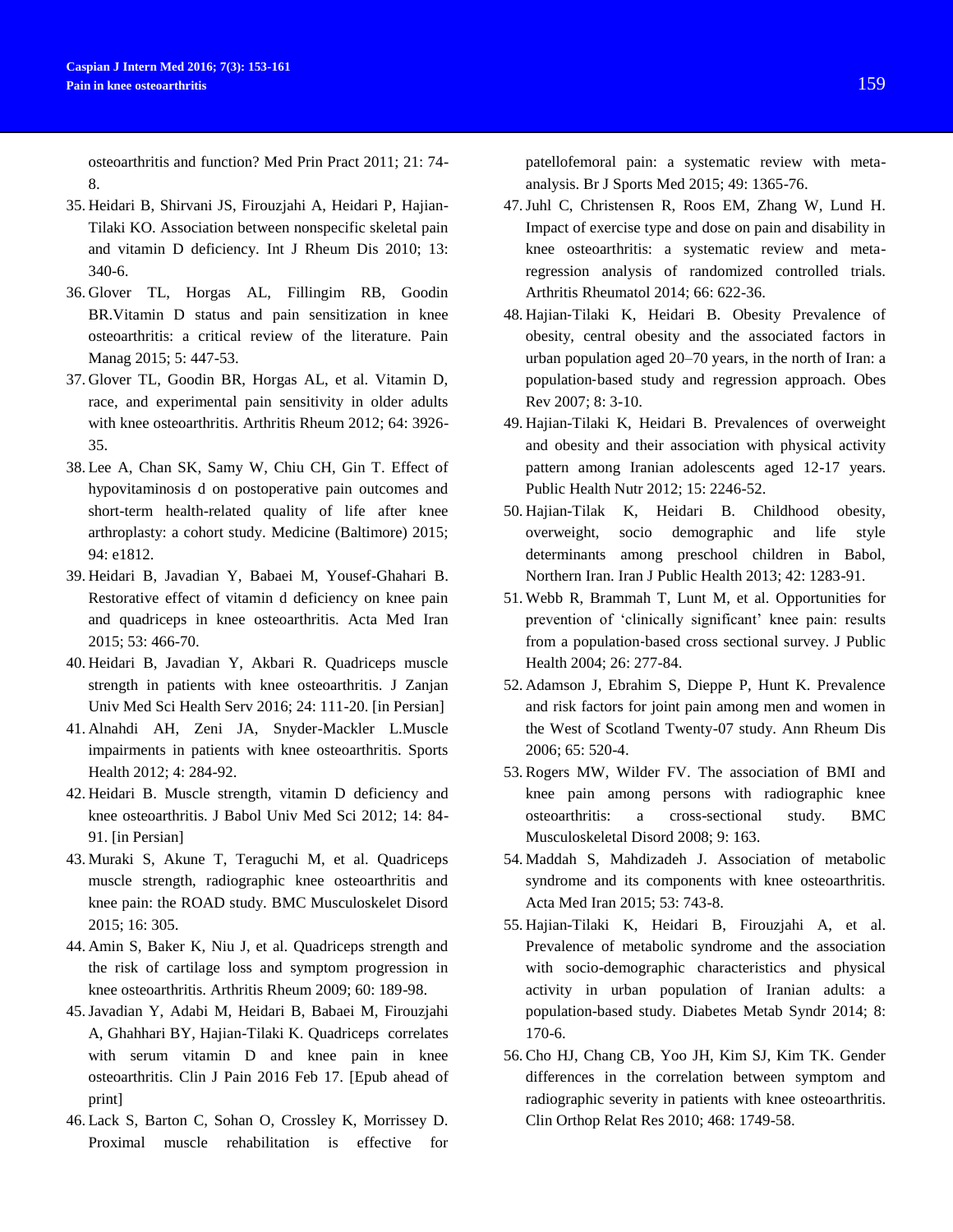osteoarthritis and function? Med Prin Pract 2011; 21: 74-8.

35. Heidari B, Shirvani JS, Firouzjahi A, Heidari P, Hajian-Tilaki KO. Association between nonspecific skeletal pain and vitamin D deficiency. Int J Rheum Dis 2010; 13: 340-6.
36. Glover TL, Horgas AL, Fillingim RB, Goodin BR.Vitamin D status and pain sensitization in knee osteoarthritis: a critical review of the literature. Pain Manag 2015; 5: 447-53.
37. Glover TL, Goodin BR, Horgas AL, et al. Vitamin D, race, and experimental pain sensitivity in older adults with knee osteoarthritis. Arthritis Rheum 2012; 64: 3926-35.
38. Lee A, Chan SK, Samy W, Chiu CH, Gin T. Effect of hypovitaminosis d on postoperative pain outcomes and short-term health-related quality of life after knee arthroplasty: a cohort study. Medicine (Baltimore) 2015; 94: e1812.
39. Heidari B, Javadian Y, Babaei M, Yousef-Ghahari B. Restorative effect of vitamin d deficiency on knee pain and quadriceps in knee osteoarthritis. Acta Med Iran 2015; 53: 466-70.
40. Heidari B, Javadian Y, Akbari R. Quadriceps muscle strength in patients with knee osteoarthritis. J Zanjan Univ Med Sci Health Serv 2016; 24: 111-20. [in Persian]
41. Alnahdi AH, Zeni JA, Snyder-Mackler L.Muscle impairments in patients with knee osteoarthritis. Sports Health 2012; 4: 284-92.
42. Heidari B. Muscle strength, vitamin D deficiency and knee osteoarthritis. J Babol Univ Med Sci 2012; 14: 84-91. [in Persian]
43. Muraki S, Akune T, Teraguchi M, et al. Quadriceps muscle strength, radiographic knee osteoarthritis and knee pain: the ROAD study. BMC Musculoskelet Disord 2015; 16: 305.
44. Amin S, Baker K, Niu J, et al. Quadriceps strength and the risk of cartilage loss and symptom progression in knee osteoarthritis. Arthritis Rheum 2009; 60: 189-98.
45. Javadian Y, Adabi M, Heidari B, Babaei M, Firouzjahi A, Ghahhari BY, Hajian-Tilaki K. Quadriceps correlates with serum vitamin D and knee pain in knee osteoarthritis. Clin J Pain 2016 Feb 17. [Epub ahead of print]
46. Lack S, Barton C, Sohan O, Crossley K, Morrissey D. Proximal muscle rehabilitation is effective for patellofemoral pain: a systematic review with meta-analysis. Br J Sports Med 2015; 49: 1365-76.
47. Juhl C, Christensen R, Roos EM, Zhang W, Lund H. Impact of exercise type and dose on pain and disability in knee osteoarthritis: a systematic review and meta-regression analysis of randomized controlled trials. Arthritis Rheumatol 2014; 66: 622-36.
48. Hajian-Tilaki K, Heidari B. Obesity Prevalence of obesity, central obesity and the associated factors in urban population aged 20–70 years, in the north of Iran: a population-based study and regression approach. Obes Rev 2007; 8: 3-10.
49. Hajian-Tilaki K, Heidari B. Prevalences of overweight and obesity and their association with physical activity pattern among Iranian adolescents aged 12-17 years. Public Health Nutr 2012; 15: 2246-52.
50. Hajian-Tilak K, Heidari B. Childhood obesity, overweight, socio demographic and life style determinants among preschool children in Babol, Northern Iran. Iran J Public Health 2013; 42: 1283-91.
51. Webb R, Brammah T, Lunt M, et al. Opportunities for prevention of 'clinically significant' knee pain: results from a population-based cross sectional survey. J Public Health 2004; 26: 277-84.
52. Adamson J, Ebrahim S, Dieppe P, Hunt K. Prevalence and risk factors for joint pain among men and women in the West of Scotland Twenty-07 study. Ann Rheum Dis 2006; 65: 520-4.
53. Rogers MW, Wilder FV. The association of BMI and knee pain among persons with radiographic knee osteoarthritis: a cross-sectional study. BMC Musculoskeletal Disord 2008; 9: 163.
54. Maddah S, Mahdizadeh J. Association of metabolic syndrome and its components with knee osteoarthritis. Acta Med Iran 2015; 53: 743-8.
55. Hajian-Tilaki K, Heidari B, Firouzjahi A, et al. Prevalence of metabolic syndrome and the association with socio-demographic characteristics and physical activity in urban population of Iranian adults: a population-based study. Diabetes Metab Syndr 2014; 8: 170-6.
56. Cho HJ, Chang CB, Yoo JH, Kim SJ, Kim TK. Gender differences in the correlation between symptom and radiographic severity in patients with knee osteoarthritis. Clin Orthop Relat Res 2010; 468: 1749-58.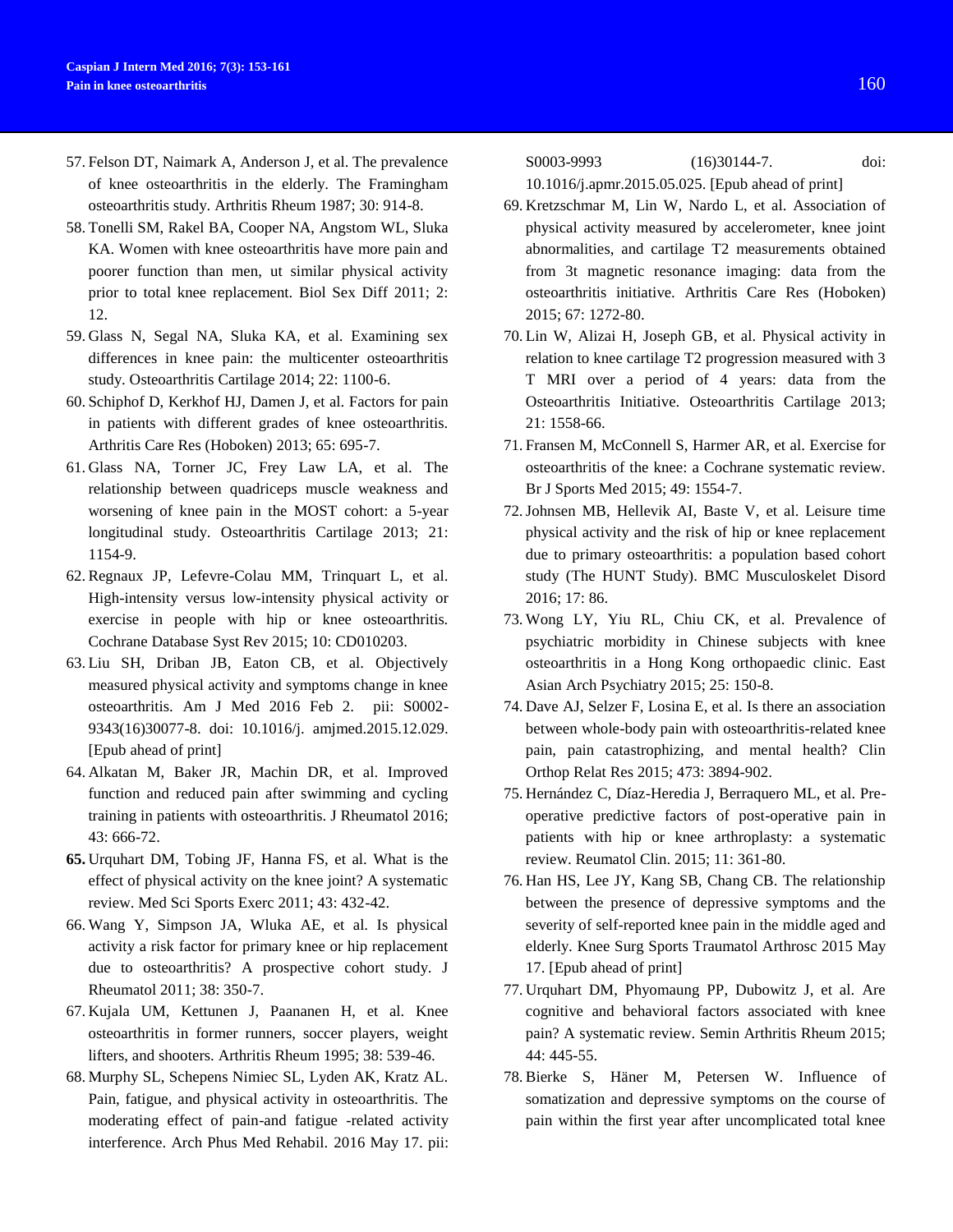57. Felson DT, Naimark A, Anderson J, et al. The prevalence of knee osteoarthritis in the elderly. The Framingham osteoarthritis study. Arthritis Rheum 1987; 30: 914-8.
58. Tonelli SM, Rakel BA, Cooper NA, Angstom WL, Sluka KA. Women with knee osteoarthritis have more pain and poorer function than men, ut similar physical activity prior to total knee replacement. Biol Sex Diff 2011; 2: 12.
59. Glass N, Segal NA, Sluka KA, et al. Examining sex differences in knee pain: the multicenter osteoarthritis study. Osteoarthritis Cartilage 2014; 22: 1100-6.
60. Schiphof D, Kerkhof HJ, Damen J, et al. Factors for pain in patients with different grades of knee osteoarthritis. Arthritis Care Res (Hoboken) 2013; 65: 695-7.
61. Glass NA, Torner JC, Frey Law LA, et al. The relationship between quadriceps muscle weakness and worsening of knee pain in the MOST cohort: a 5-year longitudinal study. Osteoarthritis Cartilage 2013; 21: 1154-9.
62. Regnaux JP, Lefevre-Colau MM, Trinquart L, et al. High-intensity versus low-intensity physical activity or exercise in people with hip or knee osteoarthritis. Cochrane Database Syst Rev 2015; 10: CD010203.
63. Liu SH, Driban JB, Eaton CB, et al. Objectively measured physical activity and symptoms change in knee osteoarthritis. Am J Med 2016 Feb 2. pii: S0002-9343(16)30077-8. doi: 10.1016/j. amjmed.2015.12.029. [Epub ahead of print]
64. Alkatan M, Baker JR, Machin DR, et al. Improved function and reduced pain after swimming and cycling training in patients with osteoarthritis. J Rheumatol 2016; 43: 666-72.
65. Urquhart DM, Tobing JF, Hanna FS, et al. What is the effect of physical activity on the knee joint? A systematic review. Med Sci Sports Exerc 2011; 43: 432-42.
66. Wang Y, Simpson JA, Wluka AE, et al. Is physical activity a risk factor for primary knee or hip replacement due to osteoarthritis? A prospective cohort study. J Rheumatol 2011; 38: 350-7.
67. Kujala UM, Kettunen J, Paananen H, et al. Knee osteoarthritis in former runners, soccer players, weight lifters, and shooters. Arthritis Rheum 1995; 38: 539-46.
68. Murphy SL, Schepens Nimiec SL, Lyden AK, Kratz AL. Pain, fatigue, and physical activity in osteoarthritis. The moderating effect of pain-and fatigue -related activity interference. Arch Phus Med Rehabil. 2016 May 17. pii: S0003-9993 (16)30144-7. doi: 10.1016/j.apmr.2015.05.025. [Epub ahead of print]
69. Kretzschmar M, Lin W, Nardo L, et al. Association of physical activity measured by accelerometer, knee joint abnormalities, and cartilage T2 measurements obtained from 3t magnetic resonance imaging: data from the osteoarthritis initiative. Arthritis Care Res (Hoboken) 2015; 67: 1272-80.
70. Lin W, Alizai H, Joseph GB, et al. Physical activity in relation to knee cartilage T2 progression measured with 3 T MRI over a period of 4 years: data from the Osteoarthritis Initiative. Osteoarthritis Cartilage 2013; 21: 1558-66.
71. Fransen M, McConnell S, Harmer AR, et al. Exercise for osteoarthritis of the knee: a Cochrane systematic review. Br J Sports Med 2015; 49: 1554-7.
72. Johnsen MB, Hellevik AI, Baste V, et al. Leisure time physical activity and the risk of hip or knee replacement due to primary osteoarthritis: a population based cohort study (The HUNT Study). BMC Musculoskelet Disord 2016; 17: 86.
73. Wong LY, Yiu RL, Chiu CK, et al. Prevalence of psychiatric morbidity in Chinese subjects with knee osteoarthritis in a Hong Kong orthopaedic clinic. East Asian Arch Psychiatry 2015; 25: 150-8.
74. Dave AJ, Selzer F, Losina E, et al. Is there an association between whole-body pain with osteoarthritis-related knee pain, pain catastrophizing, and mental health? Clin Orthop Relat Res 2015; 473: 3894-902.
75. Hernández C, Díaz-Heredia J, Berraquero ML, et al. Pre-operative predictive factors of post-operative pain in patients with hip or knee arthroplasty: a systematic review. Reumatol Clin. 2015; 11: 361-80.
76. Han HS, Lee JY, Kang SB, Chang CB. The relationship between the presence of depressive symptoms and the severity of self-reported knee pain in the middle aged and elderly. Knee Surg Sports Traumatol Arthrosc 2015 May 17. [Epub ahead of print]
77. Urquhart DM, Phyomaung PP, Dubowitz J, et al. Are cognitive and behavioral factors associated with knee pain? A systematic review. Semin Arthritis Rheum 2015; 44: 445-55.
78. Bierke S, Häner M, Petersen W. Influence of somatization and depressive symptoms on the course of pain within the first year after uncomplicated total knee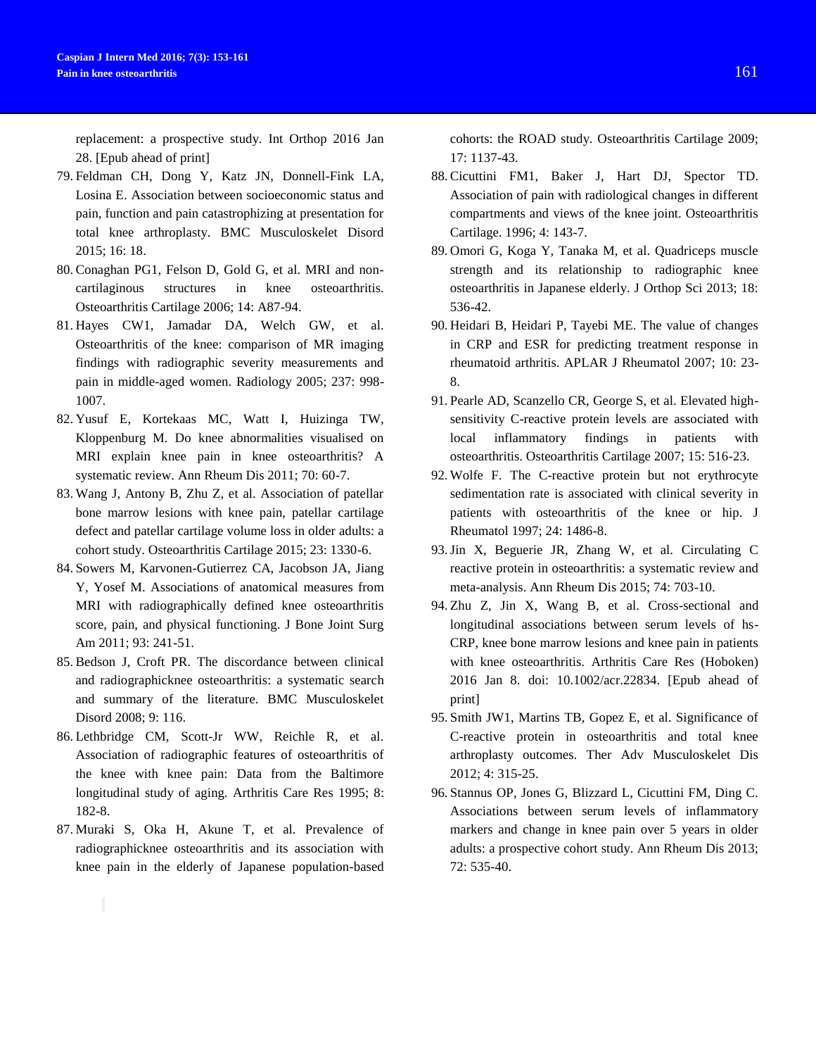replacement: a prospective study. Int Orthop 2016 Jan 28. [Epub ahead of print]

79. Feldman CH, Dong Y, Katz JN, Donnell-Fink LA, Losina E. Association between socioeconomic status and pain, function and pain catastrophizing at presentation for total knee arthroplasty. BMC Musculoskelet Disord 2015; 16: 18.
80. Conaghan PG1, Felson D, Gold G, et al. MRI and non-cartilaginous structures in knee osteoarthritis. Osteoarthritis Cartilage 2006; 14: A87-94.
81. Hayes CW1, Jamadar DA, Welch GW, et al. Osteoarthritis of the knee: comparison of MR imaging findings with radiographic severity measurements and pain in middle-aged women. Radiology 2005; 237: 998-1007.
82. Yusuf E, Kortekaas MC, Watt I, Huizinga TW, Kloppenburg M. Do knee abnormalities visualised on MRI explain knee pain in knee osteoarthritis? A systematic review. Ann Rheum Dis 2011; 70: 60-7.
83. Wang J, Antony B, Zhu Z, et al. Association of patellar bone marrow lesions with knee pain, patellar cartilage defect and patellar cartilage volume loss in older adults: a cohort study. Osteoarthritis Cartilage 2015; 23: 1330-6.
84. Sowers M, Karvonen-Gutierrez CA, Jacobson JA, Jiang Y, Yosef M. Associations of anatomical measures from MRI with radiographically defined knee osteoarthritis score, pain, and physical functioning. J Bone Joint Surg Am 2011; 93: 241-51.
85. Bedson J, Croft PR. The discordance between clinical and radiographicknee osteoarthritis: a systematic search and summary of the literature. BMC Musculoskelet Disord 2008; 9: 116.
86. Lethbridge CM, Scott-Jr WW, Reichle R, et al. Association of radiographic features of osteoarthritis of the knee with knee pain: Data from the Baltimore longitudinal study of aging. Arthritis Care Res 1995; 8: 182-8.
87. Muraki S, Oka H, Akune T, et al. Prevalence of radiographicknee osteoarthritis and its association with knee pain in the elderly of Japanese population-based cohorts: the ROAD study. Osteoarthritis Cartilage 2009; 17: 1137-43.
88. Cicuttini FM1, Baker J, Hart DJ, Spector TD. Association of pain with radiological changes in different compartments and views of the knee joint. Osteoarthritis Cartilage. 1996; 4: 143-7.
89. Omori G, Koga Y, Tanaka M, et al. Quadriceps muscle strength and its relationship to radiographic knee osteoarthritis in Japanese elderly. J Orthop Sci 2013; 18: 536-42.
90. Heidari B, Heidari P, Tayebi ME. The value of changes in CRP and ESR for predicting treatment response in rheumatoid arthritis. APLAR J Rheumatol 2007; 10: 23-8.
91. Pearle AD, Scanzello CR, George S, et al. Elevated high-sensitivity C-reactive protein levels are associated with local inflammatory findings in patients with osteoarthritis. Osteoarthritis Cartilage 2007; 15: 516-23.
92. Wolfe F. The C-reactive protein but not erythrocyte sedimentation rate is associated with clinical severity in patients with osteoarthritis of the knee or hip. J Rheumatol 1997; 24: 1486-8.
93. Jin X, Beguerie JR, Zhang W, et al. Circulating C reactive protein in osteoarthritis: a systematic review and meta-analysis. Ann Rheum Dis 2015; 74: 703-10.
94. Zhu Z, Jin X, Wang B, et al. Cross-sectional and longitudinal associations between serum levels of hs-CRP, knee bone marrow lesions and knee pain in patients with knee osteoarthritis. Arthritis Care Res (Hoboken) 2016 Jan 8. doi: 10.1002/acr.22834. [Epub ahead of print]
95. Smith JW1, Martins TB, Gopez E, et al. Significance of C-reactive protein in osteoarthritis and total knee arthroplasty outcomes. Ther Adv Musculoskelet Dis 2012; 4: 315-25.
96. Stannus OP, Jones G, Blizzard L, Cicuttini FM, Ding C. Associations between serum levels of inflammatory markers and change in knee pain over 5 years in older adults: a prospective cohort study. Ann Rheum Dis 2013; 72: 535-40.